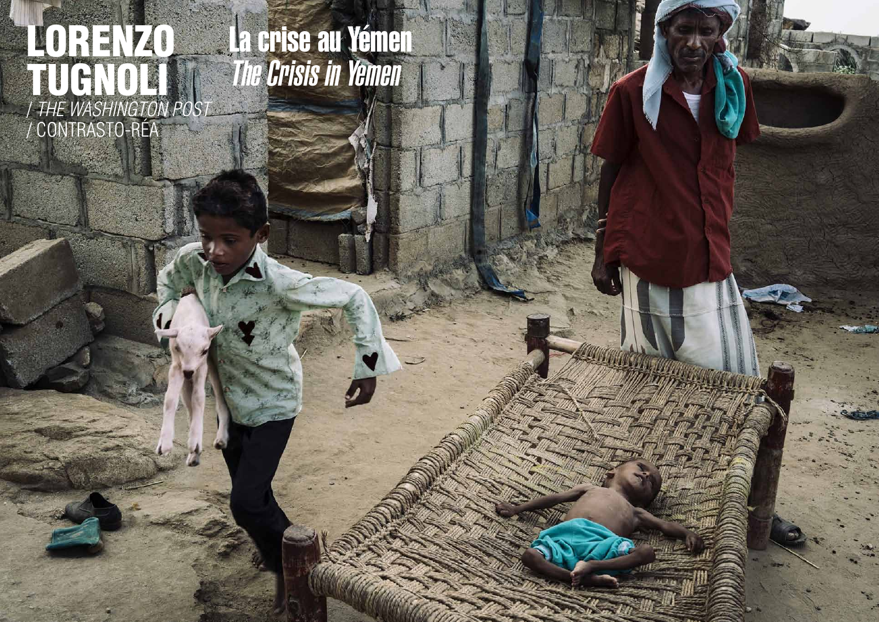# LORENZO TUGNOLI

*/ THE WASHINGTON POST*
/ CONTRASTO-RÉA

## La crise au Yémen

## *The Crisis in Yemen*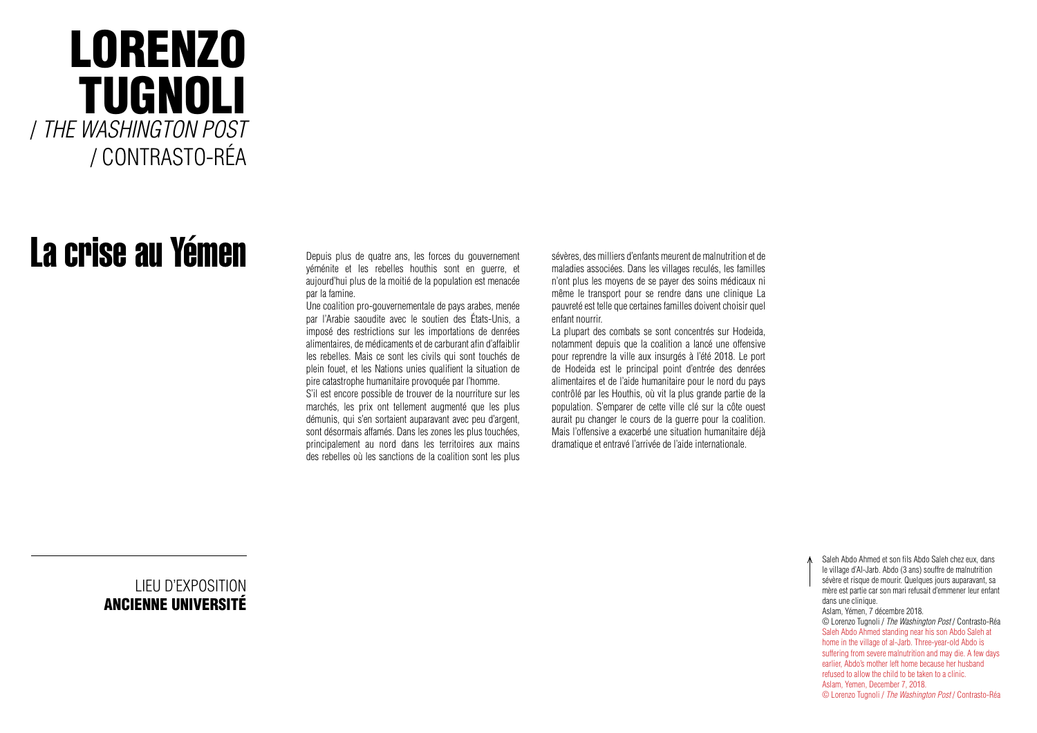# LORENZO TUGNOLI

/ *THE WASHINGTON POST*
/ CONTRASTO-RÉA

## La crise au Yémen

Depuis plus de quatre ans, les forces du gouvernement yéménite et les rebelles houthis sont en guerre, et aujourd'hui plus de la moitié de la population est menacée par la famine.

Une coalition pro-gouvernementale de pays arabes, menée par l'Arabie saoudite avec le soutien des États-Unis, a imposé des restrictions sur les importations de denrées alimentaires, de médicaments et de carburant afin d'affaiblir les rebelles. Mais ce sont les civils qui sont touchés de plein fouet, et les Nations unies qualifient la situation de pire catastrophe humanitaire provoquée par l'homme.

S'il est encore possible de trouver de la nourriture sur les marchés, les prix ont tellement augmenté que les plus démunis, qui s'en sortaient auparavant avec peu d'argent, sont désormais affamés. Dans les zones les plus touchées, principalement au nord dans les territoires aux mains des rebelles où les sanctions de la coalition sont les plus sévères, des milliers d'enfants meurent de malnutrition et de maladies associées. Dans les villages reculés, les familles n'ont plus les moyens de se payer des soins médicaux ni même le transport pour se rendre dans une clinique La pauvreté est telle que certaines familles doivent choisir quel enfant nourrir.

La plupart des combats se sont concentrés sur Hodeida, notamment depuis que la coalition a lancé une offensive pour reprendre la ville aux insurgés à l'été 2018. Le port de Hodeida est le principal point d'entrée des denrées alimentaires et de l'aide humanitaire pour le nord du pays contrôlé par les Houthis, où vit la plus grande partie de la population. S'emparer de cette ville clé sur la côte ouest aurait pu changer le cours de la guerre pour la coalition. Mais l'offensive a exacerbé une situation humanitaire déjà dramatique et entravé l'arrivée de l'aide internationale.

LIEU D'EXPOSITION
**ANCIENNE UNIVERSITÉ**

Saleh Abdo Ahmed et son fils Abdo Saleh chez eux, dans le village d'Al-Jarb. Abdo (3 ans) souffre de malnutrition sévère et risque de mourir. Quelques jours auparavant, sa mère est partie car son mari refusait d'emmener leur enfant dans une clinique.
Aslam, Yémen, 7 décembre 2018.
© Lorenzo Tugnoli / *The Washington Post* / Contrasto-Réa

Saleh Abdo Ahmed standing near his son Abdo Saleh at home in the village of al-Jarb. Three-year-old Abdo is suffering from severe malnutrition and may die. A few days earlier, Abdo's mother left home because her husband refused to allow the child to be taken to a clinic.
Aslam, Yemen, December 7, 2018.
© Lorenzo Tugnoli / *The Washington Post* / Contrasto-Réa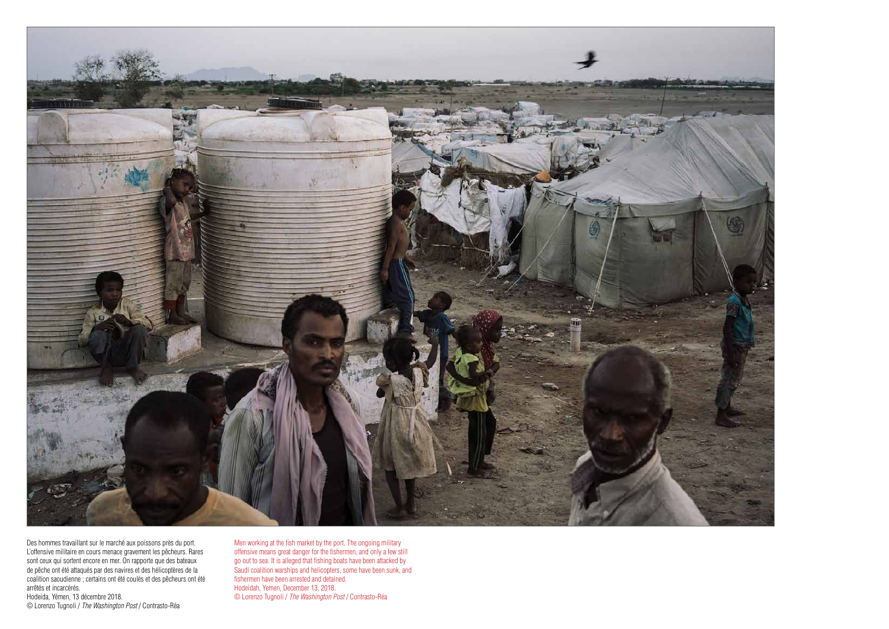Des hommes travaillant sur le marché aux poissons près du port. L'offensive militaire en cours menace gravement les pêcheurs. Rares sont ceux qui sortent encore en mer. On rapporte que des bateaux de pêche ont été attaqués par des navires et des hélicoptères de la coalition saoudienne ; certains ont été coulés et des pêcheurs ont été arrêtés et incarcérés.
Hodeida, Yémen, 13 décembre 2018.
© Lorenzo Tugnoli / *The Washington Post* / Contrasto-Réa

Men working at the fish market by the port. The ongoing military offensive means great danger for the fishermen, and only a few still go out to sea. It is alleged that fishing boats have been attacked by Saudi coalition warships and helicopters, some have been sunk, and fishermen have been arrested and detained.
Hodeidah, Yemen, December 13, 2018.
© Lorenzo Tugnoli / *The Washington Post* / Contrasto-Réa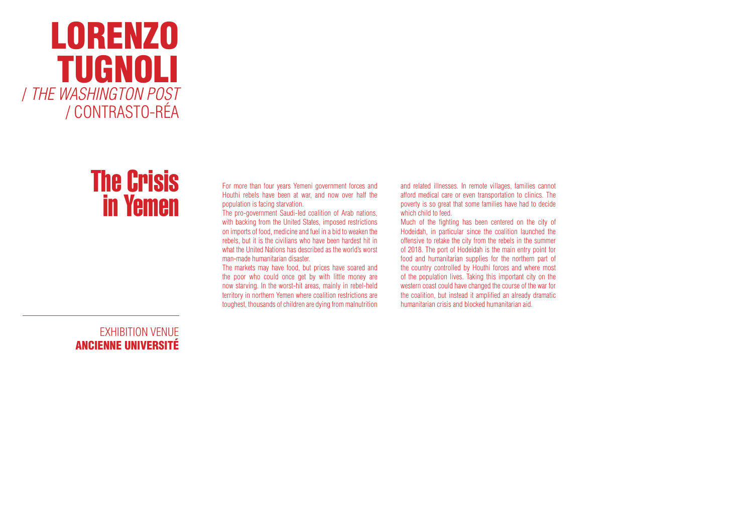# LORENZO TUGNOLI

/ *THE WASHINGTON POST*
/ CONTRASTO-RÉA

## The Crisis in Yemen

For more than four years Yemeni government forces and Houthi rebels have been at war, and now over half the population is facing starvation.

The pro-government Saudi-led coalition of Arab nations, with backing from the United States, imposed restrictions on imports of food, medicine and fuel in a bid to weaken the rebels, but it is the civilians who have been hardest hit in what the United Nations has described as the world's worst man-made humanitarian disaster.

The markets may have food, but prices have soared and the poor who could once get by with little money are now starving. In the worst-hit areas, mainly in rebel-held territory in northern Yemen where coalition restrictions are toughest, thousands of children are dying from malnutrition and related illnesses. In remote villages, families cannot afford medical care or even transportation to clinics. The poverty is so great that some families have had to decide which child to feed.

Much of the fighting has been centered on the city of Hodeidah, in particular since the coalition launched the offensive to retake the city from the rebels in the summer of 2018. The port of Hodeidah is the main entry point for food and humanitarian supplies for the northern part of the country controlled by Houthi forces and where most of the population lives. Taking this important city on the western coast could have changed the course of the war for the coalition, but instead it amplified an already dramatic humanitarian crisis and blocked humanitarian aid.

EXHIBITION VENUE
**ANCIENNE UNIVERSITÉ**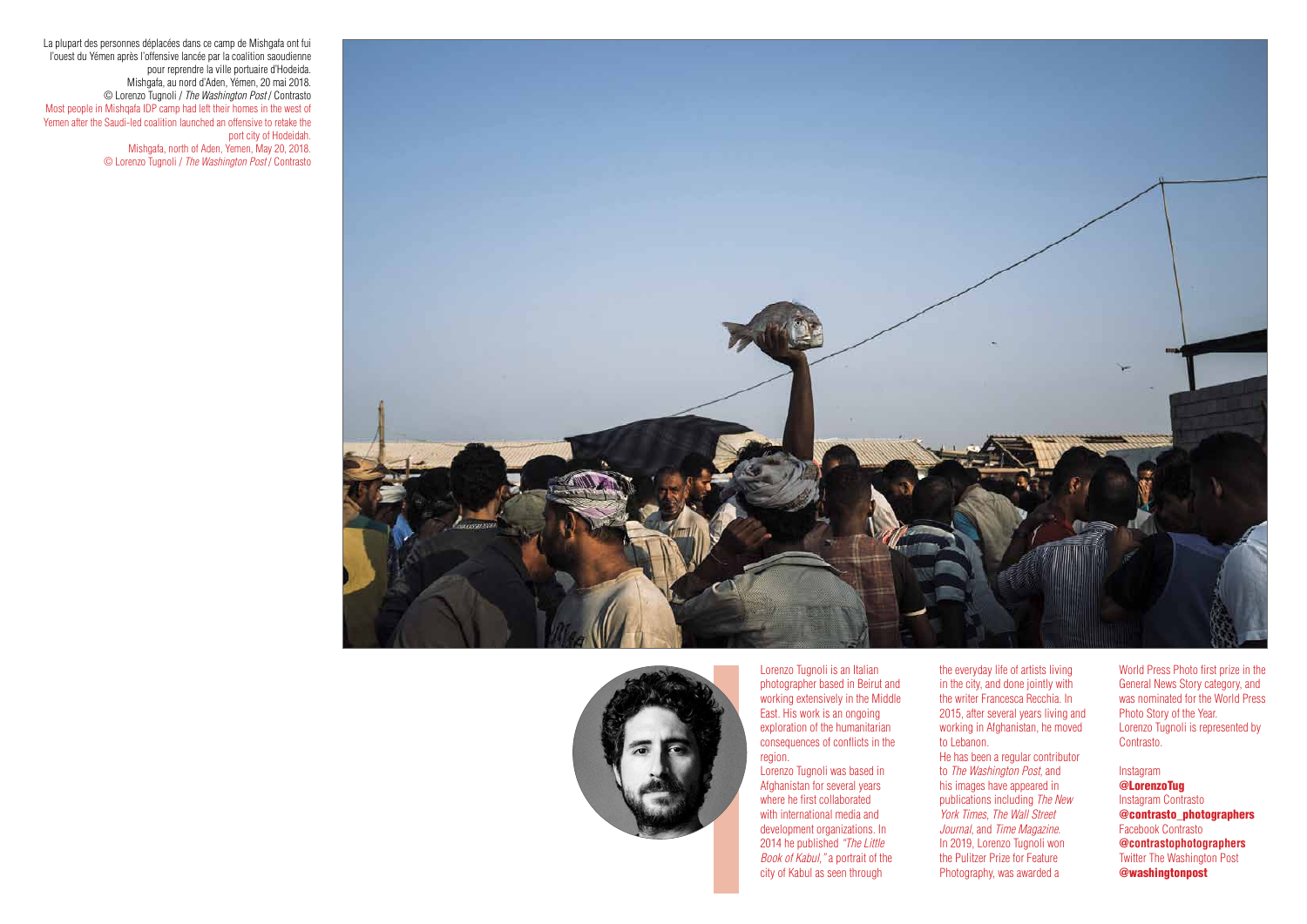La plupart des personnes déplacées dans ce camp de Mishgafa ont fui l'ouest du Yémen après l'offensive lancée par la coalition saoudienne pour reprendre la ville portuaire d'Hodeida.
Mishgafa, au nord d'Aden, Yémen, 20 mai 2018.
© Lorenzo Tugnoli / *The Washington Post* / Contrasto

Most people in Mishqafa IDP camp had left their homes in the west of Yemen after the Saudi-led coalition launched an offensive to retake the port city of Hodeidah.
Mishgafa, north of Aden, Yemen, May 20, 2018.
© Lorenzo Tugnoli / *The Washington Post* / Contrasto

Lorenzo Tugnoli is an Italian photographer based in Beirut and working extensively in the Middle East. His work is an ongoing exploration of the humanitarian consequences of conflicts in the region.
Lorenzo Tugnoli was based in Afghanistan for several years where he first collaborated with international media and development organizations. In 2014 he published *"The Little Book of Kabul,"* a portrait of the city of Kabul as seen through the everyday life of artists living in the city, and done jointly with the writer Francesca Recchia. In 2015, after several years living and working in Afghanistan, he moved to Lebanon.
He has been a regular contributor to *The Washington Post*, and his images have appeared in publications including *The New York Times*, *The Wall Street Journal*, and *Time Magazine*.
In 2019, Lorenzo Tugnoli won the Pulitzer Prize for Feature Photography, was awarded a World Press Photo first prize in the General News Story category, and was nominated for the World Press Photo Story of the Year.
Lorenzo Tugnoli is represented by Contrasto.

Instagram
**@LorenzoTug**
Instagram Contrasto
**@contrasto_photographers**
Facebook Contrasto
**@contrastophotographers**
Twitter The Washington Post
**@washingtonpost**